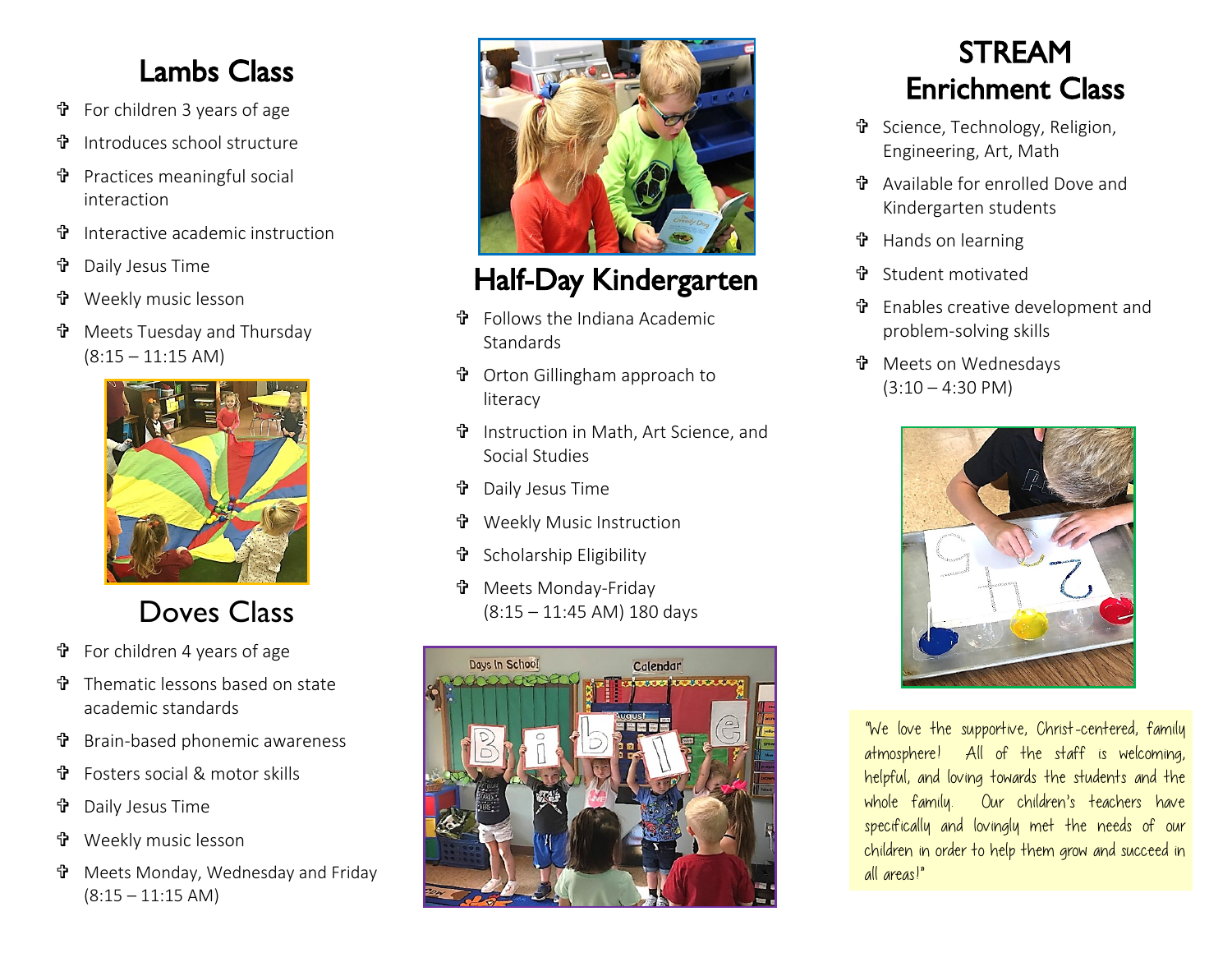## Lambs Class

- For children 3 years of age
- Introduces school structure
- Practices meaningful social interaction
- Interactive academic instruction
- Daily Jesus Time
- Weekly music lesson
- Meets Tuesday and Thursday (8:15 – 11:15 AM)

## Doves Class

- For children 4 years of age
- Thematic lessons based on state academic standards
- Brain-based phonemic awareness
- Fosters social & motor skills
- Daily Jesus Time
- Weekly music lesson
- Meets Monday, Wednesday and Friday (8:15 – 11:15 AM)

## Half-Day Kindergarten

- Follows the Indiana Academic Standards
- Orton Gillingham approach to literacy
- Instruction in Math, Art Science, and Social Studies
- Daily Jesus Time
- Weekly Music Instruction
- Scholarship Eligibility
- Meets Monday-Friday (8:15 – 11:45 AM) 180 days

## STREAM Enrichment Class

- Science, Technology, Religion, Engineering, Art, Math
- Available for enrolled Dove and Kindergarten students
- Hands on learning
- Student motivated
- Enables creative development and problem-solving skills
- Meets on Wednesdays (3:10 – 4:30 PM)

"We love the supportive, Christ-centered, family atmosphere! All of the staff is welcoming, helpful, and loving towards the students and the whole family. Our children's teachers have specifically and lovingly met the needs of our children in order to help them grow and succeed in all areas!"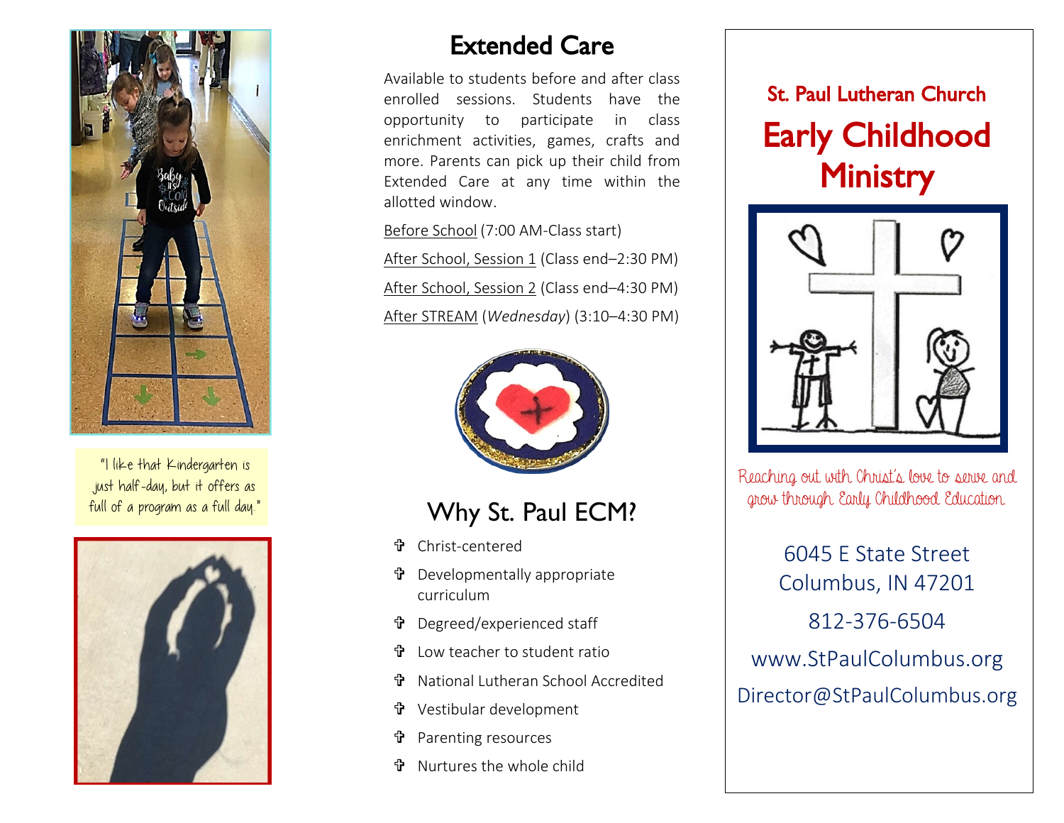"I like that Kindergarten is just half-day, but it offers as full of a program as a full day."

## Extended Care

Available to students before and after class enrolled sessions. Students have the opportunity to participate in class enrichment activities, games, crafts and more. Parents can pick up their child from Extended Care at any time within the allotted window.

Before School (7:00 AM-Class start)

After School, Session 1 (Class end–2:30 PM)

After School, Session 2 (Class end–4:30 PM)

After STREAM (*Wednesday*) (3:10–4:30 PM)

## Why St. Paul ECM?

- Christ-centered
- Developmentally appropriate curriculum
- Degreed/experienced staff
- Low teacher to student ratio
- National Lutheran School Accredited
- Vestibular development
- Parenting resources
- Nurtures the whole child

## St. Paul Lutheran Church

# Early Childhood Ministry

Reaching out with Christ's love to serve and grow through Early Childhood Education

6045 E State Street
Columbus, IN 47201

812-376-6504

www.StPaulColumbus.org

Director@StPaulColumbus.org